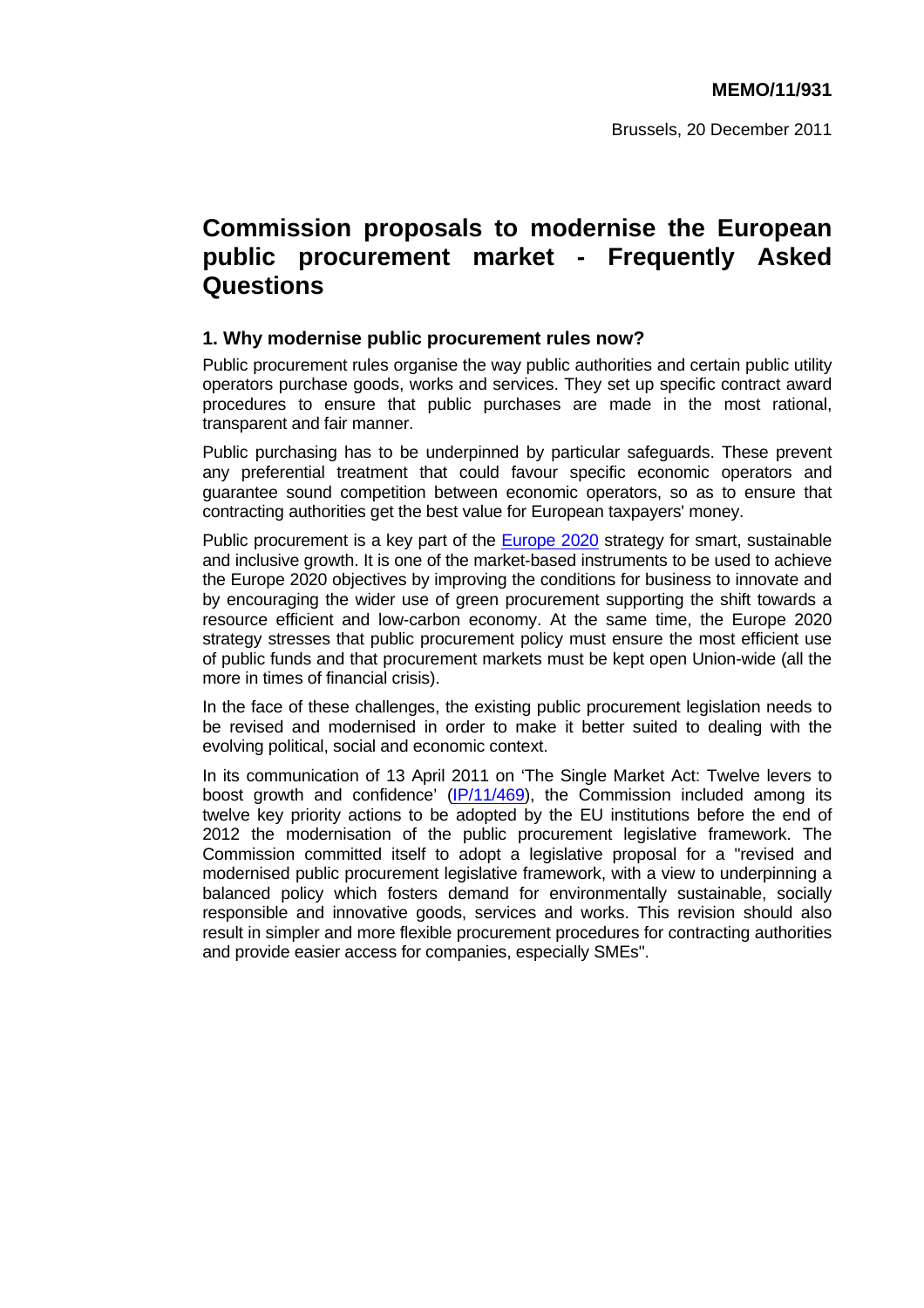**MEMO/11/931**

Brussels, 20 December 2011

# Commission proposals to modernise the European public procurement market - Frequently Asked Questions

## 1. Why modernise public procurement rules now?

Public procurement rules organise the way public authorities and certain public utility operators purchase goods, works and services. They set up specific contract award procedures to ensure that public purchases are made in the most rational, transparent and fair manner.

Public purchasing has to be underpinned by particular safeguards. These prevent any preferential treatment that could favour specific economic operators and guarantee sound competition between economic operators, so as to ensure that contracting authorities get the best value for European taxpayers' money.

Public procurement is a key part of the Europe 2020 strategy for smart, sustainable and inclusive growth. It is one of the market-based instruments to be used to achieve the Europe 2020 objectives by improving the conditions for business to innovate and by encouraging the wider use of green procurement supporting the shift towards a resource efficient and low-carbon economy. At the same time, the Europe 2020 strategy stresses that public procurement policy must ensure the most efficient use of public funds and that procurement markets must be kept open Union-wide (all the more in times of financial crisis).

In the face of these challenges, the existing public procurement legislation needs to be revised and modernised in order to make it better suited to dealing with the evolving political, social and economic context.

In its communication of 13 April 2011 on 'The Single Market Act: Twelve levers to boost growth and confidence' (IP/11/469), the Commission included among its twelve key priority actions to be adopted by the EU institutions before the end of 2012 the modernisation of the public procurement legislative framework. The Commission committed itself to adopt a legislative proposal for a "revised and modernised public procurement legislative framework, with a view to underpinning a balanced policy which fosters demand for environmentally sustainable, socially responsible and innovative goods, services and works. This revision should also result in simpler and more flexible procurement procedures for contracting authorities and provide easier access for companies, especially SMEs".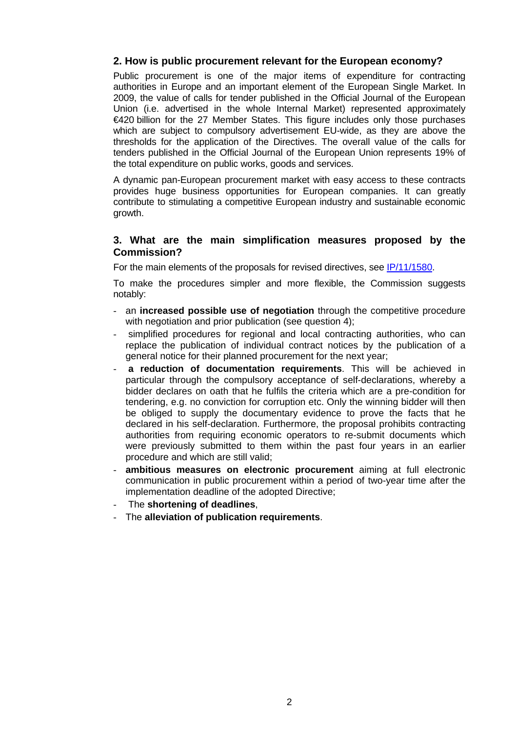## 2. How is public procurement relevant for the European economy?

Public procurement is one of the major items of expenditure for contracting authorities in Europe and an important element of the European Single Market. In 2009, the value of calls for tender published in the Official Journal of the European Union (i.e. advertised in the whole Internal Market) represented approximately €420 billion for the 27 Member States. This figure includes only those purchases which are subject to compulsory advertisement EU-wide, as they are above the thresholds for the application of the Directives. The overall value of the calls for tenders published in the Official Journal of the European Union represents 19% of the total expenditure on public works, goods and services.

A dynamic pan-European procurement market with easy access to these contracts provides huge business opportunities for European companies. It can greatly contribute to stimulating a competitive European industry and sustainable economic growth.

## 3. What are the main simplification measures proposed by the Commission?

For the main elements of the proposals for revised directives, see IP/11/1580.

To make the procedures simpler and more flexible, the Commission suggests notably:

- an **increased possible use of negotiation** through the competitive procedure with negotiation and prior publication (see question 4);
- simplified procedures for regional and local contracting authorities, who can replace the publication of individual contract notices by the publication of a general notice for their planned procurement for the next year;
- **a reduction of documentation requirements**. This will be achieved in particular through the compulsory acceptance of self-declarations, whereby a bidder declares on oath that he fulfils the criteria which are a pre-condition for tendering, e.g. no conviction for corruption etc. Only the winning bidder will then be obliged to supply the documentary evidence to prove the facts that he declared in his self-declaration. Furthermore, the proposal prohibits contracting authorities from requiring economic operators to re-submit documents which were previously submitted to them within the past four years in an earlier procedure and which are still valid;
- **ambitious measures on electronic procurement** aiming at full electronic communication in public procurement within a period of two-year time after the implementation deadline of the adopted Directive;
- The **shortening of deadlines**,
- The **alleviation of publication requirements**.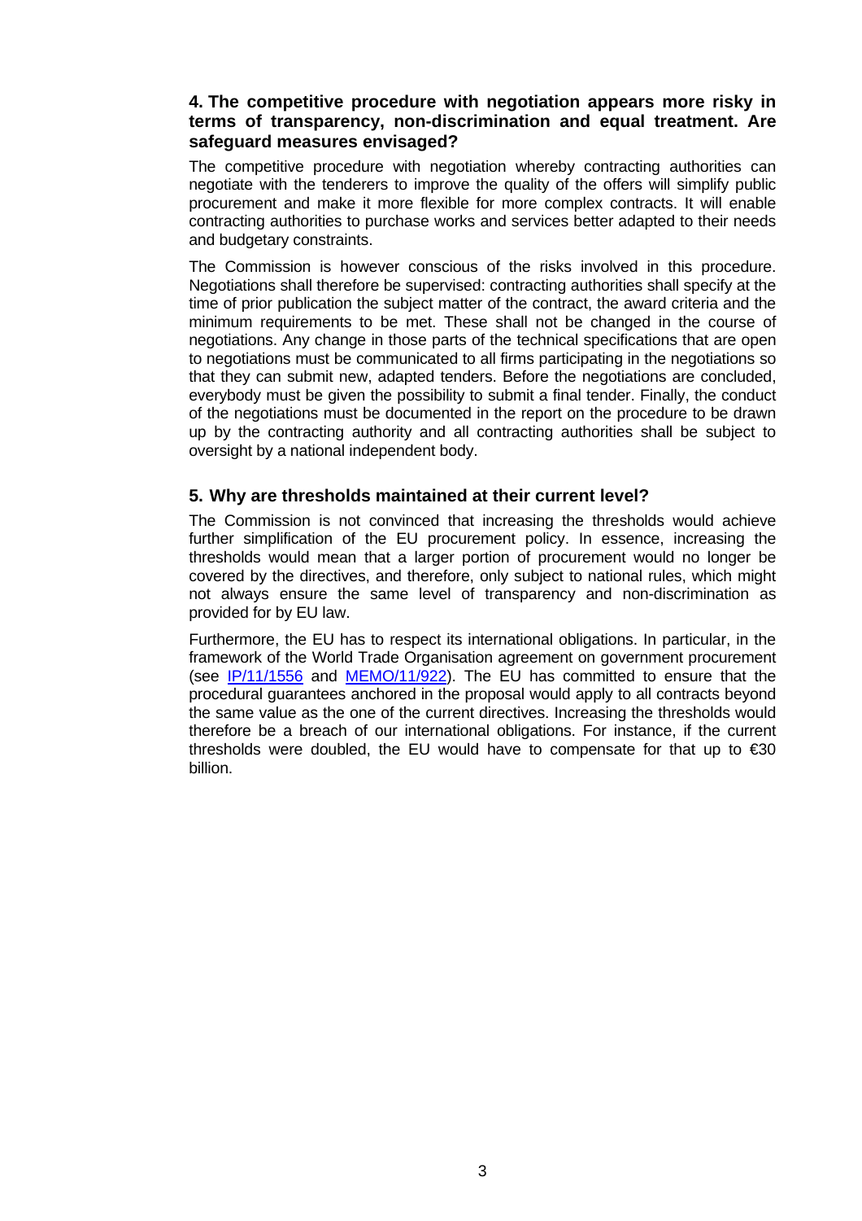### 4. The competitive procedure with negotiation appears more risky in terms of transparency, non-discrimination and equal treatment. Are safeguard measures envisaged?

The competitive procedure with negotiation whereby contracting authorities can negotiate with the tenderers to improve the quality of the offers will simplify public procurement and make it more flexible for more complex contracts. It will enable contracting authorities to purchase works and services better adapted to their needs and budgetary constraints.

The Commission is however conscious of the risks involved in this procedure. Negotiations shall therefore be supervised: contracting authorities shall specify at the time of prior publication the subject matter of the contract, the award criteria and the minimum requirements to be met. These shall not be changed in the course of negotiations. Any change in those parts of the technical specifications that are open to negotiations must be communicated to all firms participating in the negotiations so that they can submit new, adapted tenders. Before the negotiations are concluded, everybody must be given the possibility to submit a final tender. Finally, the conduct of the negotiations must be documented in the report on the procedure to be drawn up by the contracting authority and all contracting authorities shall be subject to oversight by a national independent body.

### 5. Why are thresholds maintained at their current level?

The Commission is not convinced that increasing the thresholds would achieve further simplification of the EU procurement policy. In essence, increasing the thresholds would mean that a larger portion of procurement would no longer be covered by the directives, and therefore, only subject to national rules, which might not always ensure the same level of transparency and non-discrimination as provided for by EU law.

Furthermore, the EU has to respect its international obligations. In particular, in the framework of the World Trade Organisation agreement on government procurement (see IP/11/1556 and MEMO/11/922). The EU has committed to ensure that the procedural guarantees anchored in the proposal would apply to all contracts beyond the same value as the one of the current directives. Increasing the thresholds would therefore be a breach of our international obligations. For instance, if the current thresholds were doubled, the EU would have to compensate for that up to €30 billion.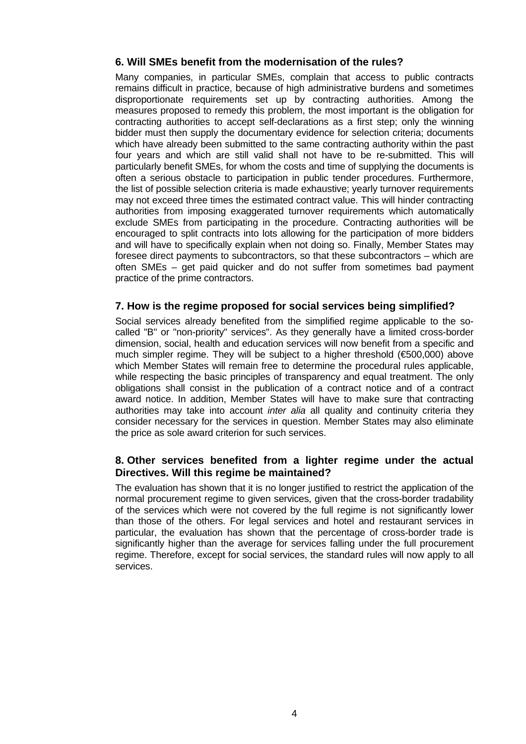### 6. Will SMEs benefit from the modernisation of the rules?

Many companies, in particular SMEs, complain that access to public contracts remains difficult in practice, because of high administrative burdens and sometimes disproportionate requirements set up by contracting authorities. Among the measures proposed to remedy this problem, the most important is the obligation for contracting authorities to accept self-declarations as a first step; only the winning bidder must then supply the documentary evidence for selection criteria; documents which have already been submitted to the same contracting authority within the past four years and which are still valid shall not have to be re-submitted. This will particularly benefit SMEs, for whom the costs and time of supplying the documents is often a serious obstacle to participation in public tender procedures. Furthermore, the list of possible selection criteria is made exhaustive; yearly turnover requirements may not exceed three times the estimated contract value. This will hinder contracting authorities from imposing exaggerated turnover requirements which automatically exclude SMEs from participating in the procedure. Contracting authorities will be encouraged to split contracts into lots allowing for the participation of more bidders and will have to specifically explain when not doing so. Finally, Member States may foresee direct payments to subcontractors, so that these subcontractors – which are often SMEs – get paid quicker and do not suffer from sometimes bad payment practice of the prime contractors.

### 7. How is the regime proposed for social services being simplified?

Social services already benefited from the simplified regime applicable to the so-called "B" or "non-priority" services". As they generally have a limited cross-border dimension, social, health and education services will now benefit from a specific and much simpler regime. They will be subject to a higher threshold (€500,000) above which Member States will remain free to determine the procedural rules applicable, while respecting the basic principles of transparency and equal treatment. The only obligations shall consist in the publication of a contract notice and of a contract award notice. In addition, Member States will have to make sure that contracting authorities may take into account *inter alia* all quality and continuity criteria they consider necessary for the services in question. Member States may also eliminate the price as sole award criterion for such services.

### 8. Other services benefited from a lighter regime under the actual Directives. Will this regime be maintained?

The evaluation has shown that it is no longer justified to restrict the application of the normal procurement regime to given services, given that the cross-border tradability of the services which were not covered by the full regime is not significantly lower than those of the others. For legal services and hotel and restaurant services in particular, the evaluation has shown that the percentage of cross-border trade is significantly higher than the average for services falling under the full procurement regime. Therefore, except for social services, the standard rules will now apply to all services.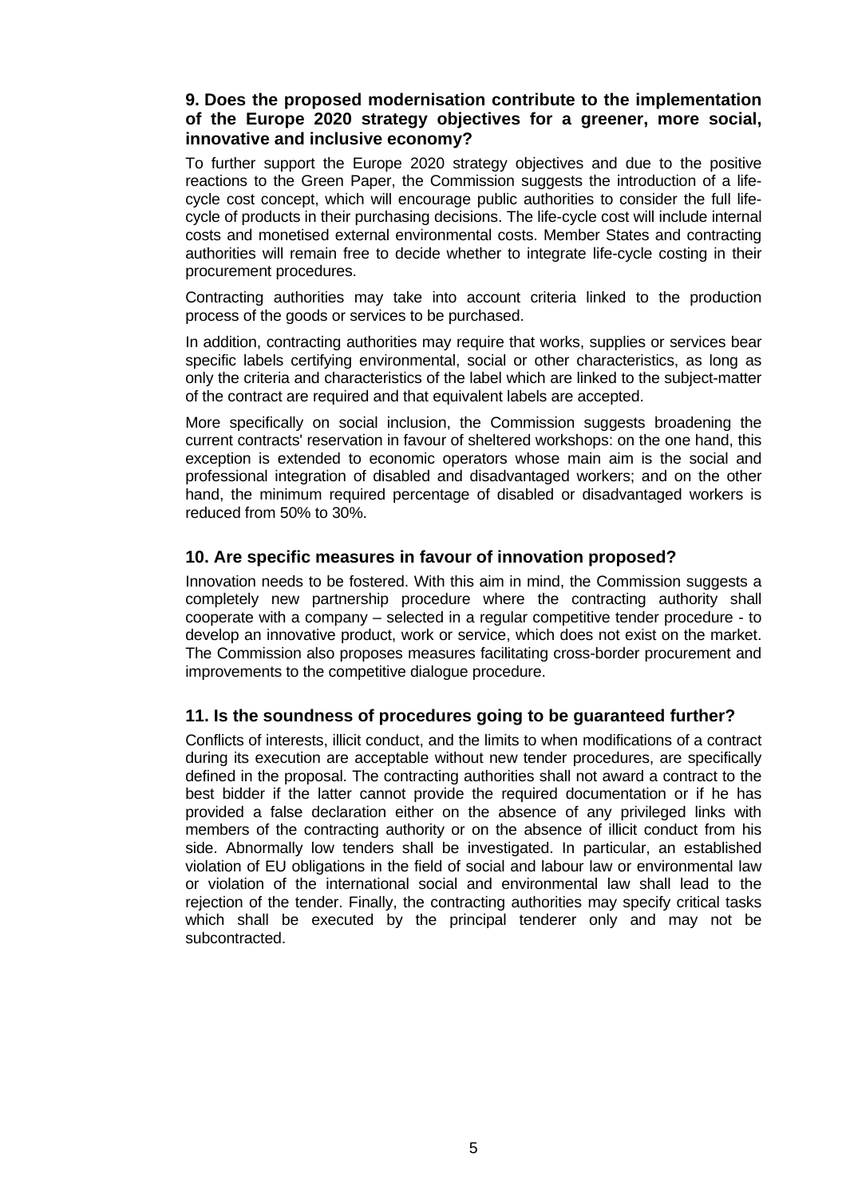### 9. Does the proposed modernisation contribute to the implementation of the Europe 2020 strategy objectives for a greener, more social, innovative and inclusive economy?

To further support the Europe 2020 strategy objectives and due to the positive reactions to the Green Paper, the Commission suggests the introduction of a life-cycle cost concept, which will encourage public authorities to consider the full life-cycle of products in their purchasing decisions. The life-cycle cost will include internal costs and monetised external environmental costs. Member States and contracting authorities will remain free to decide whether to integrate life-cycle costing in their procurement procedures.

Contracting authorities may take into account criteria linked to the production process of the goods or services to be purchased.

In addition, contracting authorities may require that works, supplies or services bear specific labels certifying environmental, social or other characteristics, as long as only the criteria and characteristics of the label which are linked to the subject-matter of the contract are required and that equivalent labels are accepted.

More specifically on social inclusion, the Commission suggests broadening the current contracts' reservation in favour of sheltered workshops: on the one hand, this exception is extended to economic operators whose main aim is the social and professional integration of disabled and disadvantaged workers; and on the other hand, the minimum required percentage of disabled or disadvantaged workers is reduced from 50% to 30%.

### 10. Are specific measures in favour of innovation proposed?

Innovation needs to be fostered. With this aim in mind, the Commission suggests a completely new partnership procedure where the contracting authority shall cooperate with a company – selected in a regular competitive tender procedure - to develop an innovative product, work or service, which does not exist on the market. The Commission also proposes measures facilitating cross-border procurement and improvements to the competitive dialogue procedure.

### 11. Is the soundness of procedures going to be guaranteed further?

Conflicts of interests, illicit conduct, and the limits to when modifications of a contract during its execution are acceptable without new tender procedures, are specifically defined in the proposal. The contracting authorities shall not award a contract to the best bidder if the latter cannot provide the required documentation or if he has provided a false declaration either on the absence of any privileged links with members of the contracting authority or on the absence of illicit conduct from his side. Abnormally low tenders shall be investigated. In particular, an established violation of EU obligations in the field of social and labour law or environmental law or violation of the international social and environmental law shall lead to the rejection of the tender. Finally, the contracting authorities may specify critical tasks which shall be executed by the principal tenderer only and may not be subcontracted.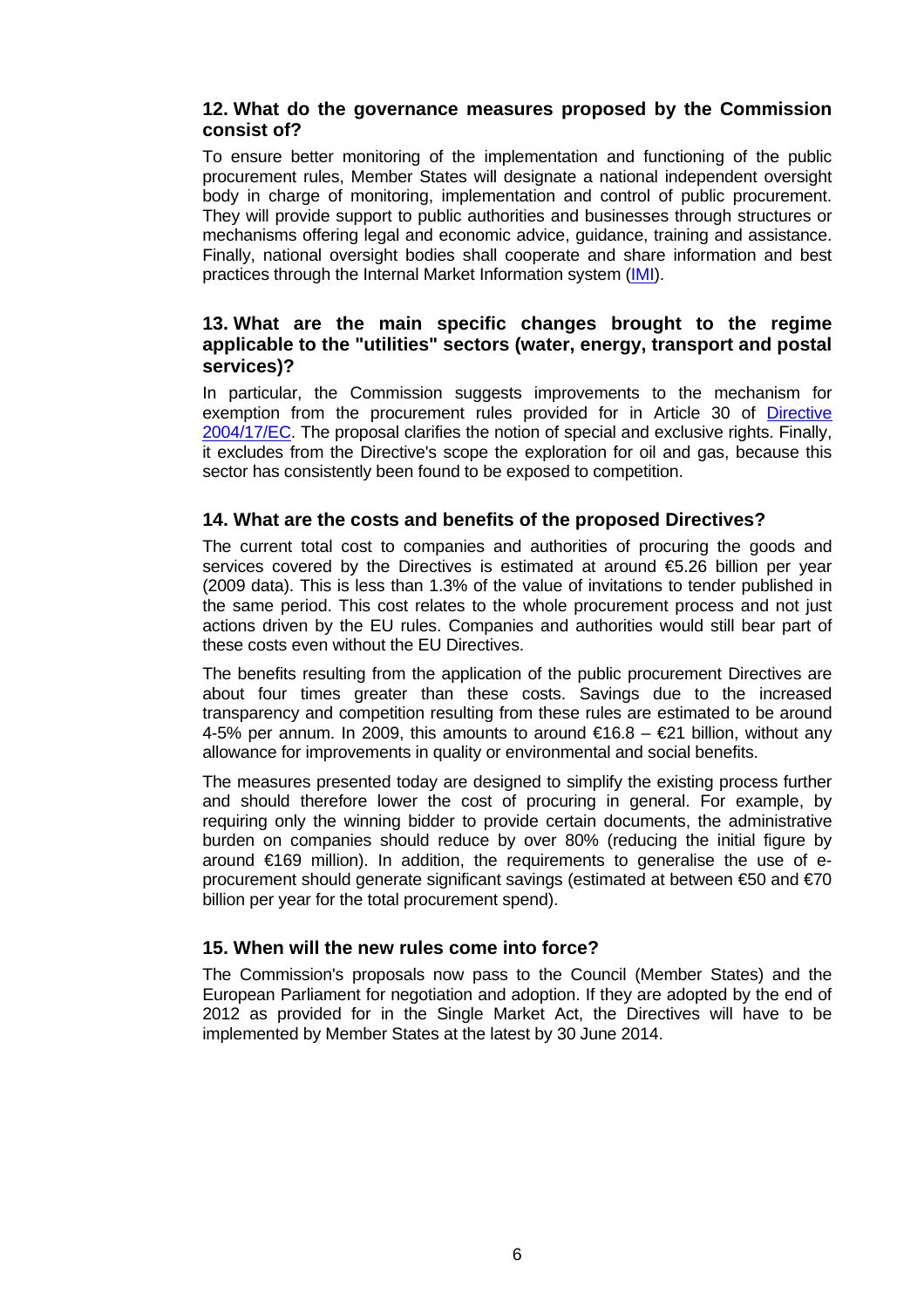## 12. What do the governance measures proposed by the Commission consist of?

To ensure better monitoring of the implementation and functioning of the public procurement rules, Member States will designate a national independent oversight body in charge of monitoring, implementation and control of public procurement. They will provide support to public authorities and businesses through structures or mechanisms offering legal and economic advice, guidance, training and assistance. Finally, national oversight bodies shall cooperate and share information and best practices through the Internal Market Information system (IMI).

## 13. What are the main specific changes brought to the regime applicable to the "utilities" sectors (water, energy, transport and postal services)?

In particular, the Commission suggests improvements to the mechanism for exemption from the procurement rules provided for in Article 30 of Directive 2004/17/EC. The proposal clarifies the notion of special and exclusive rights. Finally, it excludes from the Directive's scope the exploration for oil and gas, because this sector has consistently been found to be exposed to competition.

## 14. What are the costs and benefits of the proposed Directives?

The current total cost to companies and authorities of procuring the goods and services covered by the Directives is estimated at around €5.26 billion per year (2009 data). This is less than 1.3% of the value of invitations to tender published in the same period. This cost relates to the whole procurement process and not just actions driven by the EU rules. Companies and authorities would still bear part of these costs even without the EU Directives.

The benefits resulting from the application of the public procurement Directives are about four times greater than these costs. Savings due to the increased transparency and competition resulting from these rules are estimated to be around 4-5% per annum. In 2009, this amounts to around €16.8 – €21 billion, without any allowance for improvements in quality or environmental and social benefits.

The measures presented today are designed to simplify the existing process further and should therefore lower the cost of procuring in general. For example, by requiring only the winning bidder to provide certain documents, the administrative burden on companies should reduce by over 80% (reducing the initial figure by around €169 million). In addition, the requirements to generalise the use of e-procurement should generate significant savings (estimated at between €50 and €70 billion per year for the total procurement spend).

## 15. When will the new rules come into force?

The Commission's proposals now pass to the Council (Member States) and the European Parliament for negotiation and adoption. If they are adopted by the end of 2012 as provided for in the Single Market Act, the Directives will have to be implemented by Member States at the latest by 30 June 2014.